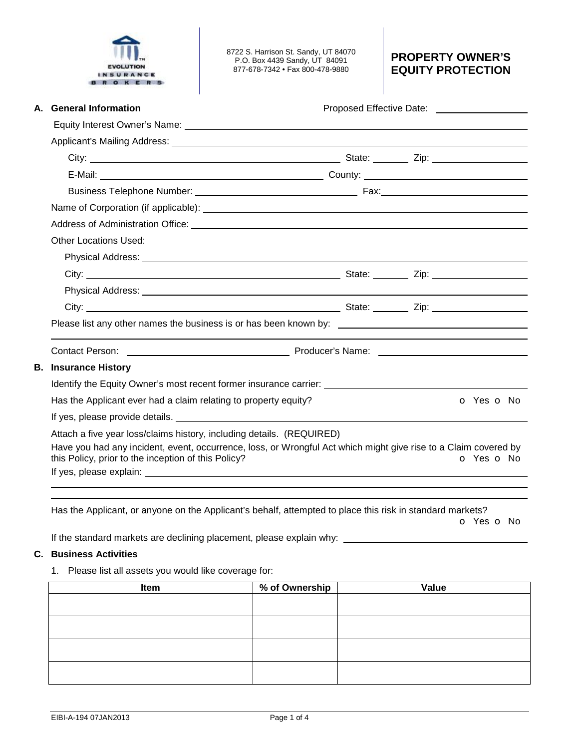EVOLUTION INSURANCE BROKERS

8722 S. Harrison St. Sandy, UT 84070
P.O. Box 4439 Sandy, UT 84091
877-678-7342 • Fax 800-478-9880

# PROPERTY OWNER'S EQUITY PROTECTION

## A. General Information

Proposed Effective Date: ____________

Equity Interest Owner's Name: ____________

Applicant's Mailing Address: ____________

City: ____________ State: ______ Zip: ____________

E-Mail: ____________ County: ____________

Business Telephone Number: ____________ Fax: ____________

Name of Corporation (if applicable): ____________

Address of Administration Office: ____________

Other Locations Used:

Physical Address: ____________

City: ____________ State: ______ Zip: ____________

Physical Address: ____________

City: ____________ State: ______ Zip: ____________

Please list any other names the business is or has been known by: ____________

Contact Person: ____________ Producer's Name: ____________

## B. Insurance History

Identify the Equity Owner's most recent former insurance carrier: ____________

Has the Applicant ever had a claim relating to property equity? o Yes o No

If yes, please provide details. ____________

Attach a five year loss/claims history, including details. (REQUIRED)

Have you had any incident, event, occurrence, loss, or Wrongful Act which might give rise to a Claim covered by this Policy, prior to the inception of this Policy? o Yes o No

If yes, please explain: ____________

Has the Applicant, or anyone on the Applicant's behalf, attempted to place this risk in standard markets? o Yes o No

If the standard markets are declining placement, please explain why: ____________

## C. Business Activities

1. Please list all assets you would like coverage for:

| Item | % of Ownership | Value |
|---|---|---|
| | | |
| | | |
| | | |
| | | |

EIBI-A-194 07JAN2013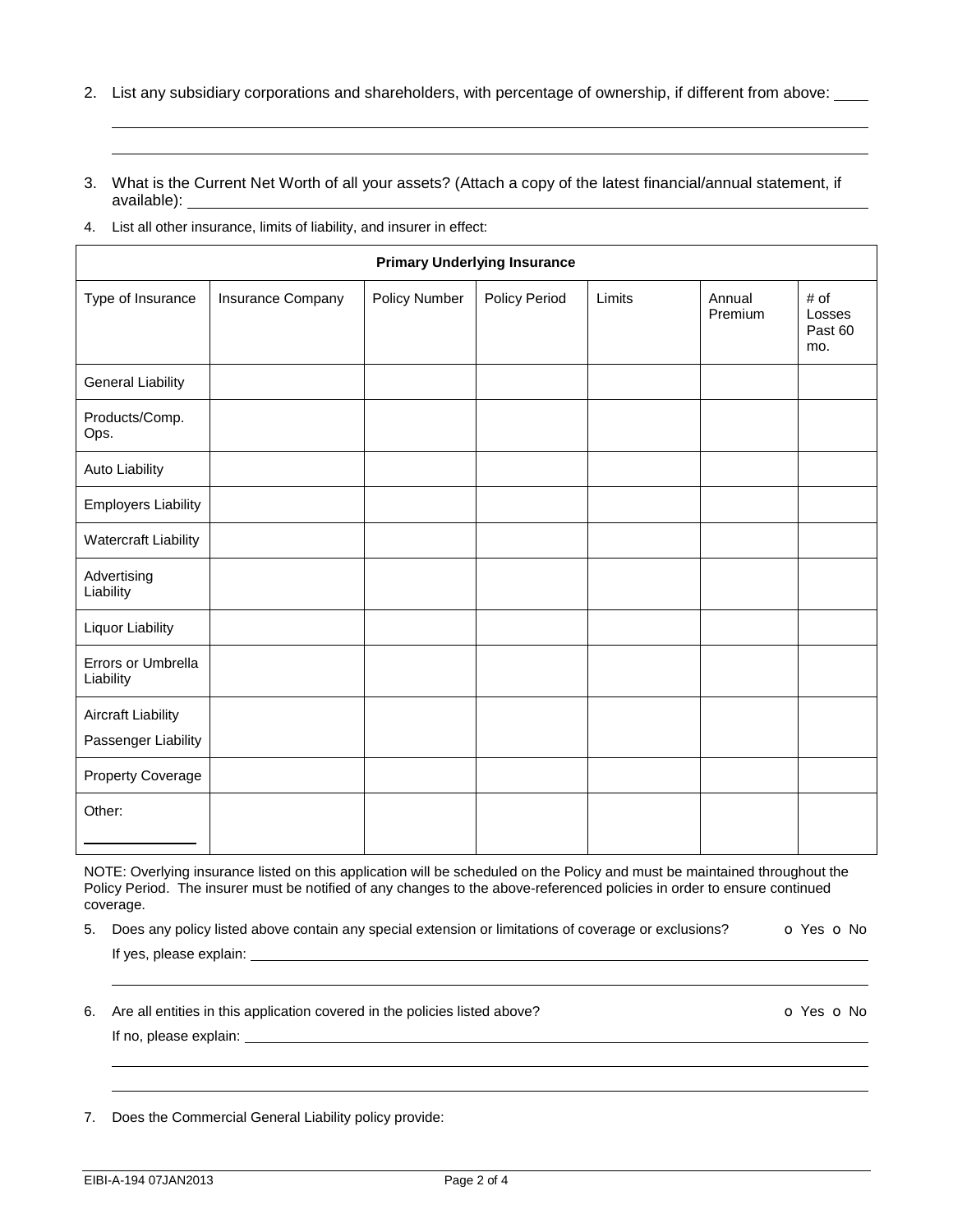2. List any subsidiary corporations and shareholders, with percentage of ownership, if different from above: ____

_______________________________________________________________________________

_______________________________________________________________________________

3. What is the Current Net Worth of all your assets? (Attach a copy of the latest financial/annual statement, if available): ____________________

4. List all other insurance, limits of liability, and insurer in effect:

| Primary Underlying Insurance | | | | | | |
|---|---|---|---|---|---|---|
| Type of Insurance | Insurance Company | Policy Number | Policy Period | Limits | Annual Premium | # of Losses Past 60 mo. |
| General Liability | | | | | | |
| Products/Comp. Ops. | | | | | | |
| Auto Liability | | | | | | |
| Employers Liability | | | | | | |
| Watercraft Liability | | | | | | |
| Advertising Liability | | | | | | |
| Liquor Liability | | | | | | |
| Errors or Umbrella Liability | | | | | | |
| Aircraft Liability<br>Passenger Liability | | | | | | |
| Property Coverage | | | | | | |
| Other: ____________ | | | | | | |

NOTE: Overlying insurance listed on this application will be scheduled on the Policy and must be maintained throughout the Policy Period. The insurer must be notified of any changes to the above-referenced policies in order to ensure continued coverage.

5. Does any policy listed above contain any special extension or limitations of coverage or exclusions? o Yes o No

   If yes, please explain: ____________________

   _______________________________________________________________________________

6. Are all entities in this application covered in the policies listed above? o Yes o No

   If no, please explain: ____________________

   _______________________________________________________________________________

   _______________________________________________________________________________

7. Does the Commercial General Liability policy provide:

EIBI-A-194 07JAN2013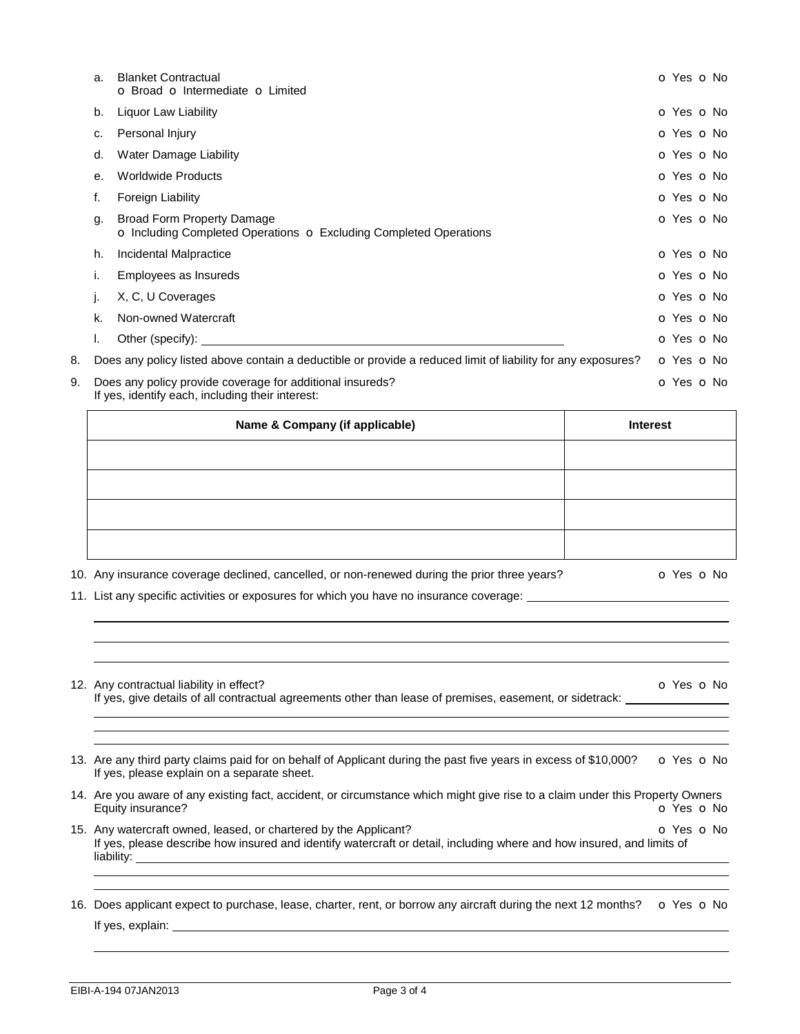a. Blanket Contractual
   o Broad o Intermediate o Limited — o Yes o No

b. Liquor Law Liability — o Yes o No

c. Personal Injury — o Yes o No

d. Water Damage Liability — o Yes o No

e. Worldwide Products — o Yes o No

f. Foreign Liability — o Yes o No

g. Broad Form Property Damage
   o Including Completed Operations o Excluding Completed Operations — o Yes o No

h. Incidental Malpractice — o Yes o No

i. Employees as Insureds — o Yes o No

j. X, C, U Coverages — o Yes o No

k. Non-owned Watercraft — o Yes o No

l. Other (specify): ______________________________ — o Yes o No

8. Does any policy listed above contain a deductible or provide a reduced limit of liability for any exposures? o Yes o No

9. Does any policy provide coverage for additional insureds? o Yes o No
   If yes, identify each, including their interest:

| Name & Company (if applicable) | Interest |
|---|---|
| | |
| | |
| | |
| | |

10. Any insurance coverage declined, cancelled, or non-renewed during the prior three years? o Yes o No

11. List any specific activities or exposures for which you have no insurance coverage: ______________________________

12. Any contractual liability in effect? o Yes o No
    If yes, give details of all contractual agreements other than lease of premises, easement, or sidetrack: ______________________________

13. Are any third party claims paid for on behalf of Applicant during the past five years in excess of $10,000? o Yes o No
    If yes, please explain on a separate sheet.

14. Are you aware of any existing fact, accident, or circumstance which might give rise to a claim under this Property Owners Equity insurance? o Yes o No

15. Any watercraft owned, leased, or chartered by the Applicant? o Yes o No
    If yes, please describe how insured and identify watercraft or detail, including where and how insured, and limits of liability: ______________________________

16. Does applicant expect to purchase, lease, charter, rent, or borrow any aircraft during the next 12 months? o Yes o No
    If yes, explain: ______________________________

EIBI-A-194 07JAN2013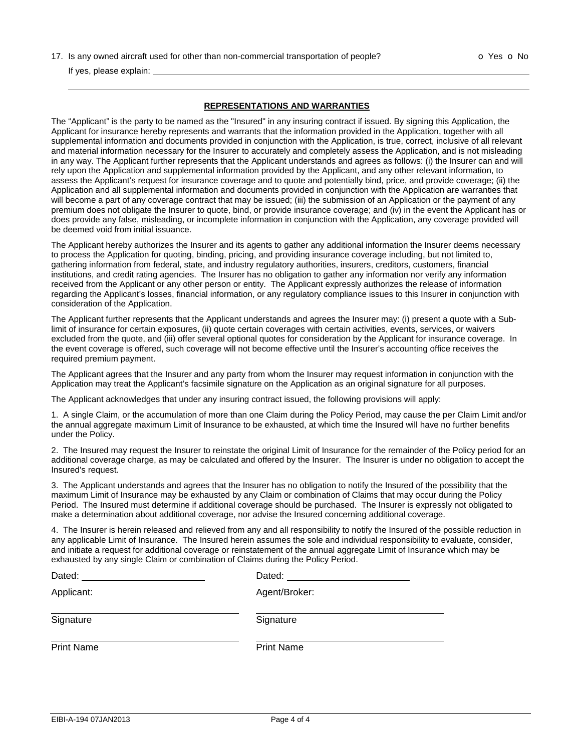17. Is any owned aircraft used for other than non-commercial transportation of people? o Yes o No

If yes, please explain: \_\_\_\_\_\_\_\_\_\_\_\_\_\_\_\_\_\_\_\_\_\_\_\_\_\_\_\_\_\_\_\_\_\_\_\_\_\_\_\_

**REPRESENTATIONS AND WARRANTIES**

The "Applicant" is the party to be named as the "Insured" in any insuring contract if issued. By signing this Application, the Applicant for insurance hereby represents and warrants that the information provided in the Application, together with all supplemental information and documents provided in conjunction with the Application, is true, correct, inclusive of all relevant and material information necessary for the Insurer to accurately and completely assess the Application, and is not misleading in any way. The Applicant further represents that the Applicant understands and agrees as follows: (i) the Insurer can and will rely upon the Application and supplemental information provided by the Applicant, and any other relevant information, to assess the Applicant's request for insurance coverage and to quote and potentially bind, price, and provide coverage; (ii) the Application and all supplemental information and documents provided in conjunction with the Application are warranties that will become a part of any coverage contract that may be issued; (iii) the submission of an Application or the payment of any premium does not obligate the Insurer to quote, bind, or provide insurance coverage; and (iv) in the event the Applicant has or does provide any false, misleading, or incomplete information in conjunction with the Application, any coverage provided will be deemed void from initial issuance.

The Applicant hereby authorizes the Insurer and its agents to gather any additional information the Insurer deems necessary to process the Application for quoting, binding, pricing, and providing insurance coverage including, but not limited to, gathering information from federal, state, and industry regulatory authorities, insurers, creditors, customers, financial institutions, and credit rating agencies. The Insurer has no obligation to gather any information nor verify any information received from the Applicant or any other person or entity. The Applicant expressly authorizes the release of information regarding the Applicant's losses, financial information, or any regulatory compliance issues to this Insurer in conjunction with consideration of the Application.

The Applicant further represents that the Applicant understands and agrees the Insurer may: (i) present a quote with a Sub-limit of insurance for certain exposures, (ii) quote certain coverages with certain activities, events, services, or waivers excluded from the quote, and (iii) offer several optional quotes for consideration by the Applicant for insurance coverage. In the event coverage is offered, such coverage will not become effective until the Insurer's accounting office receives the required premium payment.

The Applicant agrees that the Insurer and any party from whom the Insurer may request information in conjunction with the Application may treat the Applicant's facsimile signature on the Application as an original signature for all purposes.

The Applicant acknowledges that under any insuring contract issued, the following provisions will apply:

1. A single Claim, or the accumulation of more than one Claim during the Policy Period, may cause the per Claim Limit and/or the annual aggregate maximum Limit of Insurance to be exhausted, at which time the Insured will have no further benefits under the Policy.

2. The Insured may request the Insurer to reinstate the original Limit of Insurance for the remainder of the Policy period for an additional coverage charge, as may be calculated and offered by the Insurer. The Insurer is under no obligation to accept the Insured's request.

3. The Applicant understands and agrees that the Insurer has no obligation to notify the Insured of the possibility that the maximum Limit of Insurance may be exhausted by any Claim or combination of Claims that may occur during the Policy Period. The Insured must determine if additional coverage should be purchased. The Insurer is expressly not obligated to make a determination about additional coverage, nor advise the Insured concerning additional coverage.

4. The Insurer is herein released and relieved from any and all responsibility to notify the Insured of the possible reduction in any applicable Limit of Insurance. The Insured herein assumes the sole and individual responsibility to evaluate, consider, and initiate a request for additional coverage or reinstatement of the annual aggregate Limit of Insurance which may be exhausted by any single Claim or combination of Claims during the Policy Period.

| | |
|---|---|
| Dated: \_\_\_\_\_\_\_\_\_\_\_\_\_\_\_\_ | Dated: \_\_\_\_\_\_\_\_\_\_\_\_\_\_\_\_ |
| Applicant: | Agent/Broker: |
| \_\_\_\_\_\_\_\_\_\_\_\_\_\_\_\_ Signature | \_\_\_\_\_\_\_\_\_\_\_\_\_\_\_\_ Signature |
| \_\_\_\_\_\_\_\_\_\_\_\_\_\_\_\_ Print Name | \_\_\_\_\_\_\_\_\_\_\_\_\_\_\_\_ Print Name |

EIBI-A-194 07JAN2013